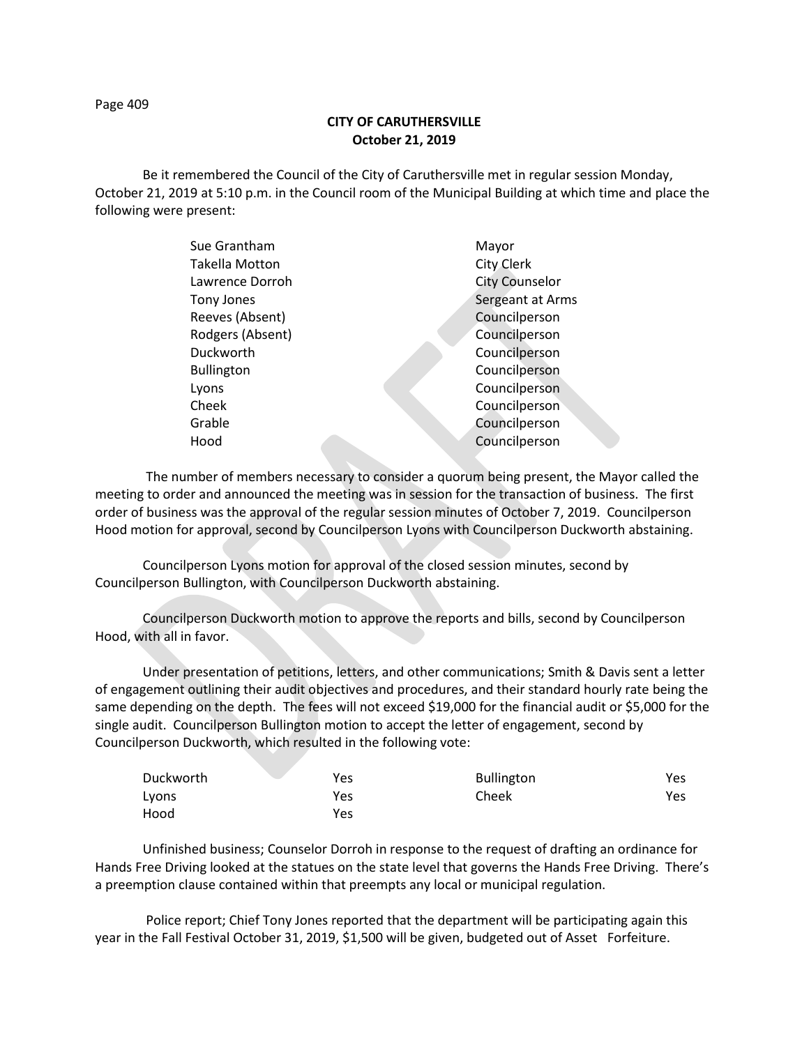**CITY OF CARUTHERSVILLE**
**October 21, 2019**

Be it remembered the Council of the City of Caruthersville met in regular session Monday, October 21, 2019 at 5:10 p.m. in the Council room of the Municipal Building at which time and place the following were present:

| | |
|---|---|
| Sue Grantham | Mayor |
| Takella Motton | City Clerk |
| Lawrence Dorroh | City Counselor |
| Tony Jones | Sergeant at Arms |
| Reeves (Absent) | Councilperson |
| Rodgers (Absent) | Councilperson |
| Duckworth | Councilperson |
| Bullington | Councilperson |
| Lyons | Councilperson |
| Cheek | Councilperson |
| Grable | Councilperson |
| Hood | Councilperson |

The number of members necessary to consider a quorum being present, the Mayor called the meeting to order and announced the meeting was in session for the transaction of business. The first order of business was the approval of the regular session minutes of October 7, 2019. Councilperson Hood motion for approval, second by Councilperson Lyons with Councilperson Duckworth abstaining.

Councilperson Lyons motion for approval of the closed session minutes, second by Councilperson Bullington, with Councilperson Duckworth abstaining.

Councilperson Duckworth motion to approve the reports and bills, second by Councilperson Hood, with all in favor.

Under presentation of petitions, letters, and other communications; Smith & Davis sent a letter of engagement outlining their audit objectives and procedures, and their standard hourly rate being the same depending on the depth. The fees will not exceed $19,000 for the financial audit or $5,000 for the single audit. Councilperson Bullington motion to accept the letter of engagement, second by Councilperson Duckworth, which resulted in the following vote:

| | | | |
|---|---|---|---|
| Duckworth | Yes | Bullington | Yes |
| Lyons | Yes | Cheek | Yes |
| Hood | Yes | | |

Unfinished business; Counselor Dorroh in response to the request of drafting an ordinance for Hands Free Driving looked at the statues on the state level that governs the Hands Free Driving. There's a preemption clause contained within that preempts any local or municipal regulation.

Police report; Chief Tony Jones reported that the department will be participating again this year in the Fall Festival October 31, 2019, $1,500 will be given, budgeted out of Asset Forfeiture.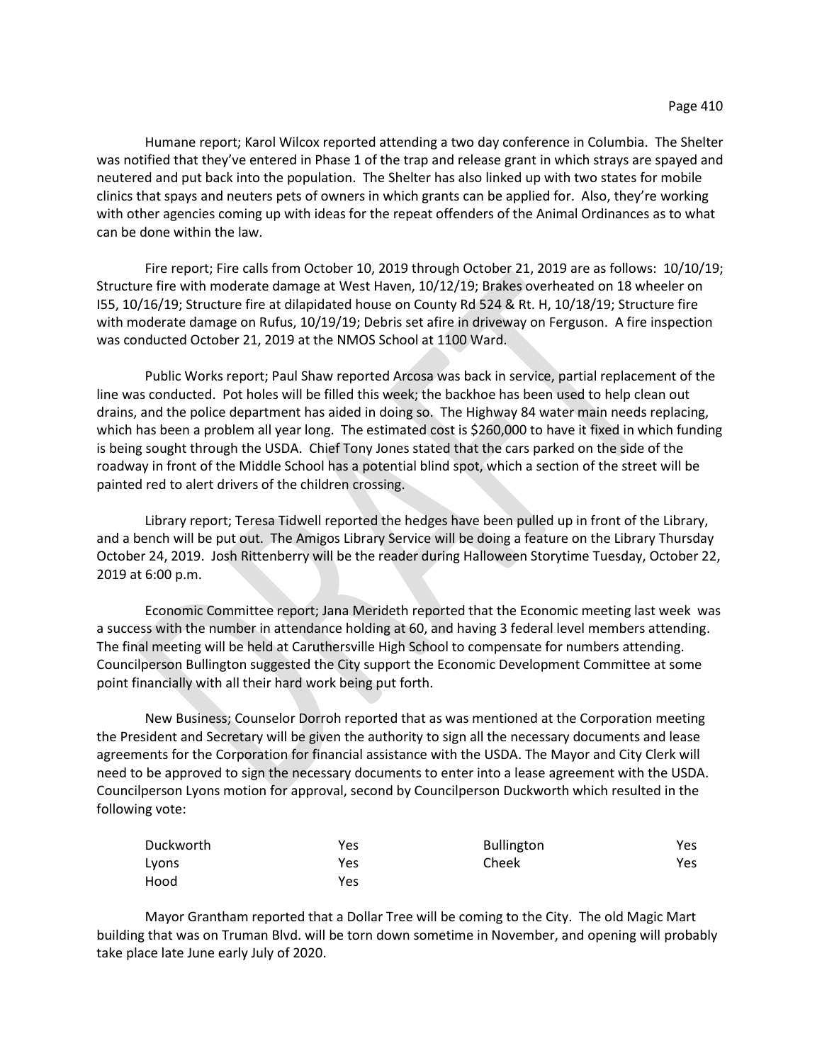Humane report; Karol Wilcox reported attending a two day conference in Columbia. The Shelter was notified that they've entered in Phase 1 of the trap and release grant in which strays are spayed and neutered and put back into the population. The Shelter has also linked up with two states for mobile clinics that spays and neuters pets of owners in which grants can be applied for. Also, they're working with other agencies coming up with ideas for the repeat offenders of the Animal Ordinances as to what can be done within the law.

Fire report; Fire calls from October 10, 2019 through October 21, 2019 are as follows: 10/10/19; Structure fire with moderate damage at West Haven, 10/12/19; Brakes overheated on 18 wheeler on I55, 10/16/19; Structure fire at dilapidated house on County Rd 524 & Rt. H, 10/18/19; Structure fire with moderate damage on Rufus, 10/19/19; Debris set afire in driveway on Ferguson. A fire inspection was conducted October 21, 2019 at the NMOS School at 1100 Ward.

Public Works report; Paul Shaw reported Arcosa was back in service, partial replacement of the line was conducted. Pot holes will be filled this week; the backhoe has been used to help clean out drains, and the police department has aided in doing so. The Highway 84 water main needs replacing, which has been a problem all year long. The estimated cost is $260,000 to have it fixed in which funding is being sought through the USDA. Chief Tony Jones stated that the cars parked on the side of the roadway in front of the Middle School has a potential blind spot, which a section of the street will be painted red to alert drivers of the children crossing.

Library report; Teresa Tidwell reported the hedges have been pulled up in front of the Library, and a bench will be put out. The Amigos Library Service will be doing a feature on the Library Thursday October 24, 2019. Josh Rittenberry will be the reader during Halloween Storytime Tuesday, October 22, 2019 at 6:00 p.m.

Economic Committee report; Jana Merideth reported that the Economic meeting last week was a success with the number in attendance holding at 60, and having 3 federal level members attending. The final meeting will be held at Caruthersville High School to compensate for numbers attending. Councilperson Bullington suggested the City support the Economic Development Committee at some point financially with all their hard work being put forth.

New Business; Counselor Dorroh reported that as was mentioned at the Corporation meeting the President and Secretary will be given the authority to sign all the necessary documents and lease agreements for the Corporation for financial assistance with the USDA. The Mayor and City Clerk will need to be approved to sign the necessary documents to enter into a lease agreement with the USDA. Councilperson Lyons motion for approval, second by Councilperson Duckworth which resulted in the following vote:

| | | | |
|---|---|---|---|
| Duckworth | Yes | Bullington | Yes |
| Lyons | Yes | Cheek | Yes |
| Hood | Yes | | |

Mayor Grantham reported that a Dollar Tree will be coming to the City. The old Magic Mart building that was on Truman Blvd. will be torn down sometime in November, and opening will probably take place late June early July of 2020.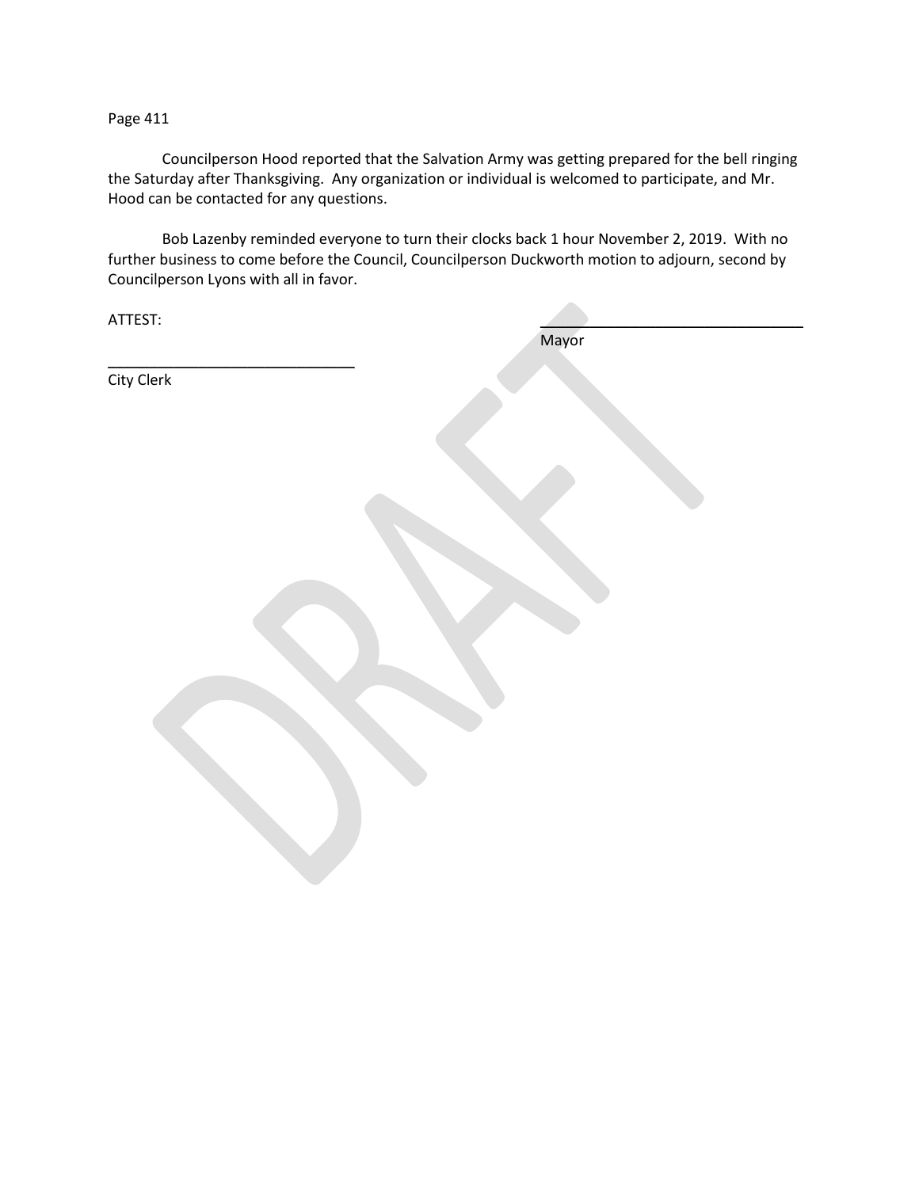Councilperson Hood reported that the Salvation Army was getting prepared for the bell ringing the Saturday after Thanksgiving. Any organization or individual is welcomed to participate, and Mr. Hood can be contacted for any questions.

Bob Lazenby reminded everyone to turn their clocks back 1 hour November 2, 2019. With no further business to come before the Council, Councilperson Duckworth motion to adjourn, second by Councilperson Lyons with all in favor.

ATTEST: \_\_\_\_\_\_\_\_\_\_\_\_\_\_\_\_\_\_\_\_\_\_\_\_\_\_\_\_\_\_\_\_

Mayor

\_\_\_\_\_\_\_\_\_\_\_\_\_\_\_\_\_\_\_\_\_\_\_\_\_\_\_\_\_\_

City Clerk

DRAFT